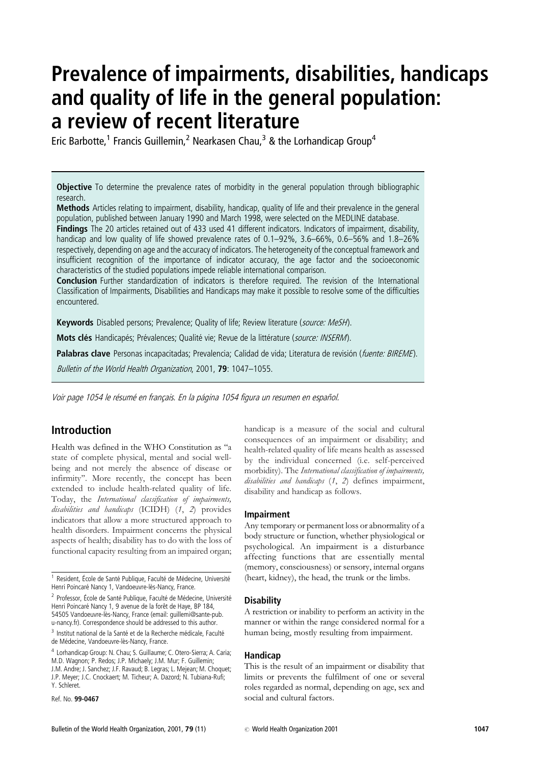# Prevalence of impairments, disabilities, handicaps and quality of life in the general population: a review of recent literature

Eric Barbotte,[1] Francis Guillemin,[2] Nearkasen Chau,[3] & the Lorhandicap Group[4]

**Objective** To determine the prevalence rates of morbidity in the general population through bibliographic research.

**Methods** Articles relating to impairment, disability, handicap, quality of life and their prevalence in the general population, published between January 1990 and March 1998, were selected on the MEDLINE database.

**Findings** The 20 articles retained out of 433 used 41 different indicators. Indicators of impairment, disability, handicap and low quality of life showed prevalence rates of 0.1–92%, 3.6–66%, 0.6–56% and 1.8–26% respectively, depending on age and the accuracy of indicators. The heterogeneity of the conceptual framework and insufficient recognition of the importance of indicator accuracy, the age factor and the socioeconomic characteristics of the studied populations impede reliable international comparison.

**Conclusion** Further standardization of indicators is therefore required. The revision of the International Classification of Impairments, Disabilities and Handicaps may make it possible to resolve some of the difficulties encountered.

**Keywords** Disabled persons; Prevalence; Quality of life; Review literature (*source: MeSH*).

**Mots clés** Handicapés; Prévalences; Qualité vie; Revue de la littérature (*source: INSERM*).

**Palabras clave** Personas incapacitadas; Prevalencia; Calidad de vida; Literatura de revisión (*fuente: BIREME*).

*Bulletin of the World Health Organization*, 2001, **79**: 1047–1055.

*Voir page 1054 le résumé en français. En la página 1054 figura un resumen en español.*

## Introduction

Health was defined in the WHO Constitution as "a state of complete physical, mental and social well-being and not merely the absence of disease or infirmity". More recently, the concept has been extended to include health-related quality of life. Today, the *International classification of impairments, disabilities and handicaps* (ICIDH) (*1*, *2*) provides indicators that allow a more structured approach to health disorders. Impairment concerns the physical aspects of health; disability has to do with the loss of functional capacity resulting from an impaired organ; handicap is a measure of the social and cultural consequences of an impairment or disability; and health-related quality of life means health as assessed by the individual concerned (i.e. self-perceived morbidity). The *International classification of impairments, disabilities and handicaps* (*1*, *2*) defines impairment, disability and handicap as follows.

### Impairment

Any temporary or permanent loss or abnormality of a body structure or function, whether physiological or psychological. An impairment is a disturbance affecting functions that are essentially mental (memory, consciousness) or sensory, internal organs (heart, kidney), the head, the trunk or the limbs.

### Disability

A restriction or inability to perform an activity in the manner or within the range considered normal for a human being, mostly resulting from impairment.

### Handicap

This is the result of an impairment or disability that limits or prevents the fulfilment of one or several roles regarded as normal, depending on age, sex and social and cultural factors.

---

[1] Resident, École de Santé Publique, Faculté de Médecine, Université Henri Poincaré Nancy 1, Vandoeuvre-lès-Nancy, France.

[2] Professor, École de Santé Publique, Faculté de Médecine, Université Henri Poincaré Nancy 1, 9 avenue de la forêt de Haye, BP 184, 54505 Vandoeuvre-lès-Nancy, France (email: guillemi@sante-pub.u-nancy.fr). Correspondence should be addressed to this author.

[3] Institut national de la Santé et de la Recherche médicale, Faculté de Médecine, Vandoeuvre-lès-Nancy, France.

[4] Lorhandicap Group: N. Chau; S. Guillaume; C. Otero-Sierra; A. Caria; M.D. Wagnon; P. Redos; J.P. Michaely; J.M. Mur; F. Guillemin; J.M. Andre; J. Sanchez; J.F. Ravaud; B. Legras; L. Mejean; M. Choquet; J.P. Meyer; J.C. Cnockaert; M. Ticheur; A. Dazord; N. Tubiana-Rufi; Y. Schleret.

Ref. No. **99-0467**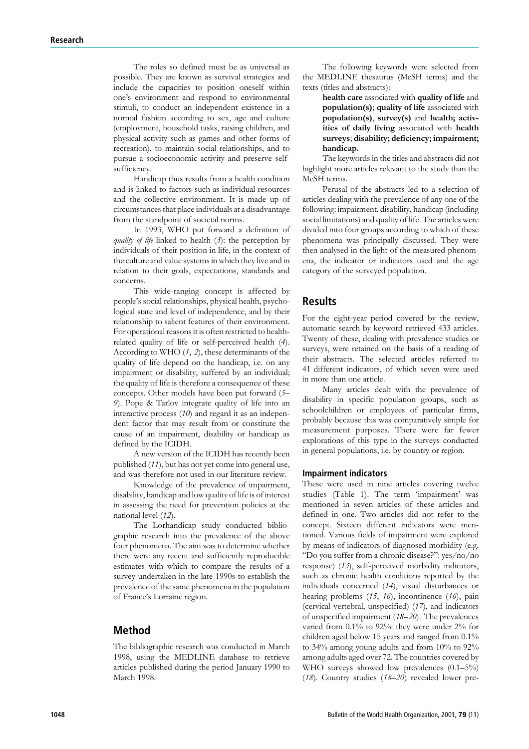The roles so defined must be as universal as possible. They are known as survival strategies and include the capacities to position oneself within one's environment and respond to environmental stimuli, to conduct an independent existence in a normal fashion according to sex, age and culture (employment, household tasks, raising children, and physical activity such as games and other forms of recreation), to maintain social relationships, and to pursue a socioeconomic activity and preserve self-sufficiency.

Handicap thus results from a health condition and is linked to factors such as individual resources and the collective environment. It is made up of circumstances that place individuals at a disadvantage from the standpoint of societal norms.

In 1993, WHO put forward a definition of *quality of life* linked to health (*3*): the perception by individuals of their position in life, in the context of the culture and value systems in which they live and in relation to their goals, expectations, standards and concerns.

This wide-ranging concept is affected by people's social relationships, physical health, psychological state and level of independence, and by their relationship to salient features of their environment. For operational reasons it is often restricted to health-related quality of life or self-perceived health (*4*). According to WHO (*1*, *2*), these determinants of the quality of life depend on the handicap, i.e. on any impairment or disability, suffered by an individual; the quality of life is therefore a consequence of these concepts. Other models have been put forward (*5*–*9*). Pope & Tarlov integrate quality of life into an interactive process (*10*) and regard it as an independent factor that may result from or constitute the cause of an impairment, disability or handicap as defined by the ICIDH.

A new version of the ICIDH has recently been published (*11*), but has not yet come into general use, and was therefore not used in our literature review.

Knowledge of the prevalence of impairment, disability, handicap and low quality of life is of interest in assessing the need for prevention policies at the national level (*12*).

The Lorhandicap study conducted bibliographic research into the prevalence of the above four phenomena. The aim was to determine whether there were any recent and sufficiently reproducible estimates with which to compare the results of a survey undertaken in the late 1990s to establish the prevalence of the same phenomena in the population of France's Lorraine region.

## Method

The bibliographic research was conducted in March 1998, using the MEDLINE database to retrieve articles published during the period January 1990 to March 1998.

The following keywords were selected from the MEDLINE thesaurus (MeSH terms) and the texts (titles and abstracts):

> **health care** associated with **quality of life** and **population(s)**; **quality of life** associated with **population(s)**, **survey(s)** and **health; activities of daily living** associated with **health surveys**; **disability; deficiency; impairment; handicap.**

The keywords in the titles and abstracts did not highlight more articles relevant to the study than the MeSH terms.

Perusal of the abstracts led to a selection of articles dealing with the prevalence of any one of the following: impairment, disability, handicap (including social limitations) and quality of life. The articles were divided into four groups according to which of these phenomena was principally discussed. They were then analysed in the light of the measured phenomena, the indicator or indicators used and the age category of the surveyed population.

## Results

For the eight-year period covered by the review, automatic search by keyword retrieved 433 articles. Twenty of these, dealing with prevalence studies or surveys, were retained on the basis of a reading of their abstracts. The selected articles referred to 41 different indicators, of which seven were used in more than one article.

Many articles dealt with the prevalence of disability in specific population groups, such as schoolchildren or employees of particular firms, probably because this was comparatively simple for measurement purposes. There were far fewer explorations of this type in the surveys conducted in general populations, i.e. by country or region.

### Impairment indicators

These were used in nine articles covering twelve studies (Table 1). The term 'impairment' was mentioned in seven articles of these articles and defined in one. Two articles did not refer to the concept. Sixteen different indicators were mentioned. Various fields of impairment were explored by means of indicators of diagnosed morbidity (e.g. "Do you suffer from a chronic disease?": yes/no/no response) (*13*), self-perceived morbidity indicators, such as chronic health conditions reported by the individuals concerned (*14*), visual disturbances or hearing problems (*15*, *16*), incontinence (*16*), pain (cervical vertebral, unspecified) (*17*), and indicators of unspecified impairment (*18*–*20*). The prevalences varied from 0.1% to 92%: they were under 2% for children aged below 15 years and ranged from 0.1% to 34% among young adults and from 10% to 92% among adults aged over 72. The countries covered by WHO surveys showed low prevalences (0.1–5%) (*18*). Country studies (*18*–*20*) revealed lower pre-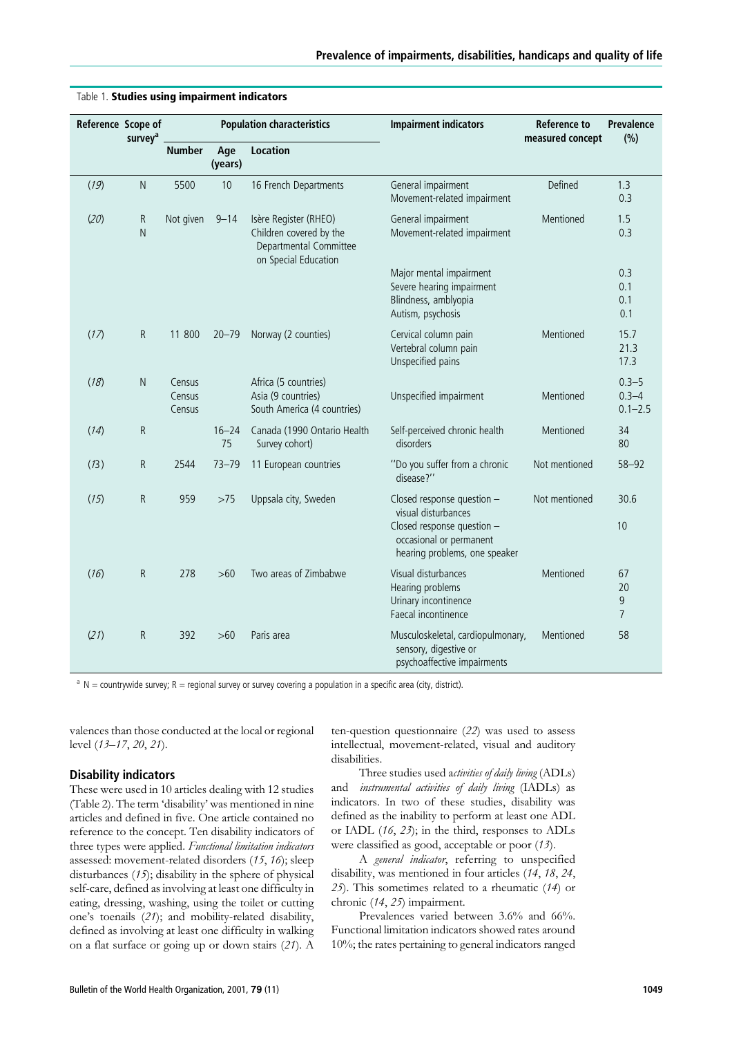Table 1. **Studies using impairment indicators**

| Reference | Scope of survey[a] | Population characteristics | | | Impairment indicators | Reference to measured concept | Prevalence (%) |
|---|---|---|---|---|---|---|---|
| | | Number | Age (years) | Location | | | |
| (19) | N | 5500 | 10 | 16 French Departments | General impairment<br>Movement-related impairment | Defined | 1.3<br>0.3 |
| (20) | R<br>N | Not given | 9–14 | Isère Register (RHEO)<br>Children covered by the Departmental Committee on Special Education | General impairment<br>Movement-related impairment | Mentioned | 1.5<br>0.3 |
| | | | | | Major mental impairment<br>Severe hearing impairment<br>Blindness, amblyopia<br>Autism, psychosis | | 0.3<br>0.1<br>0.1<br>0.1 |
| (17) | R | 11 800 | 20–79 | Norway (2 counties) | Cervical column pain<br>Vertebral column pain<br>Unspecified pains | Mentioned | 15.7<br>21.3<br>17.3 |
| (18) | N | Census<br>Census<br>Census | | Africa (5 countries)<br>Asia (9 countries)<br>South America (4 countries) | Unspecified impairment | Mentioned | 0.3–5<br>0.3–4<br>0.1–2.5 |
| (14) | R | | 16–24<br>75 | Canada (1990 Ontario Health Survey cohort) | Self-perceived chronic health disorders | Mentioned | 34<br>80 |
| (13) | R | 2544 | 73–79 | 11 European countries | "Do you suffer from a chronic disease?" | Not mentioned | 58–92 |
| (15) | R | 959 | >75 | Uppsala city, Sweden | Closed response question – visual disturbances<br>Closed response question – occasional or permanent hearing problems, one speaker | Not mentioned | 30.6<br><br>10 |
| (16) | R | 278 | >60 | Two areas of Zimbabwe | Visual disturbances<br>Hearing problems<br>Urinary incontinence<br>Faecal incontinence | Mentioned | 67<br>20<br>9<br>7 |
| (21) | R | 392 | >60 | Paris area | Musculoskeletal, cardiopulmonary, sensory, digestive or psychoaffective impairments | Mentioned | 58 |

[a] N = countrywide survey; R = regional survey or survey covering a population in a specific area (city, district).

valences than those conducted at the local or regional level (*13–17*, *20*, *21*).

### Disability indicators

These were used in 10 articles dealing with 12 studies (Table 2). The term 'disability' was mentioned in nine articles and defined in five. One article contained no reference to the concept. Ten disability indicators of three types were applied. *Functional limitation indicators* assessed: movement-related disorders (*15*, *16*); sleep disturbances (*15*); disability in the sphere of physical self-care, defined as involving at least one difficulty in eating, dressing, washing, using the toilet or cutting one's toenails (*21*); and mobility-related disability, defined as involving at least one difficulty in walking on a flat surface or going up or down stairs (*21*). A ten-question questionnaire (*22*) was used to assess intellectual, movement-related, visual and auditory disabilities.

Three studies used a*ctivities of daily living* (ADLs) and *instrumental activities of daily living* (IADLs) as indicators. In two of these studies, disability was defined as the inability to perform at least one ADL or IADL (*16*, *23*); in the third, responses to ADLs were classified as good, acceptable or poor (*13*).

A *general indicator*, referring to unspecified disability, was mentioned in four articles (*14*, *18*, *24*, *25*). This sometimes related to a rheumatic (*14*) or chronic (*14*, *25*) impairment.

Prevalences varied between 3.6% and 66%. Functional limitation indicators showed rates around 10%; the rates pertaining to general indicators ranged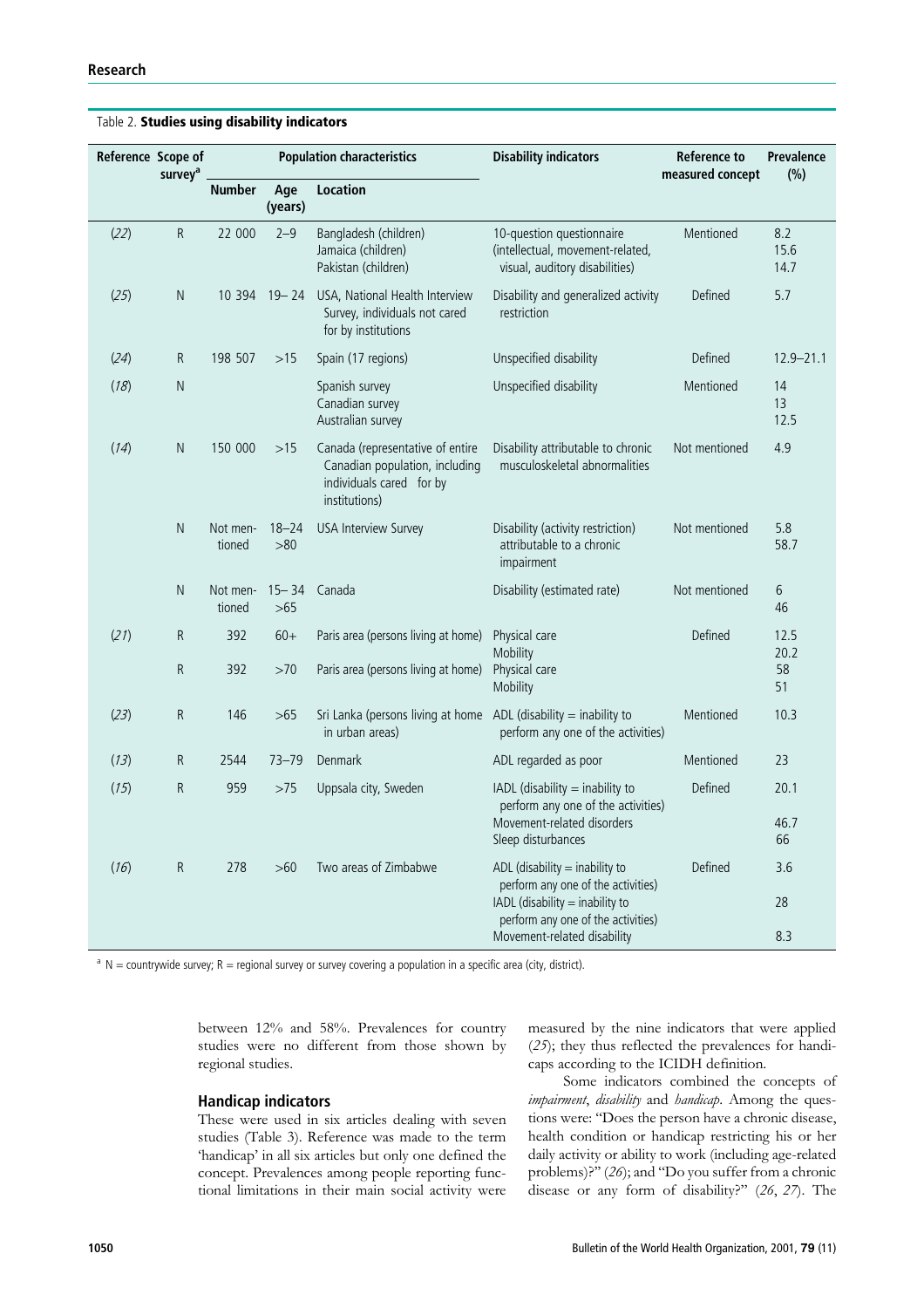Table 2. **Studies using disability indicators**

| Reference | Scope of survey[a] | Population characteristics | | | Disability indicators | Reference to measured concept | Prevalence (%) |
|---|---|---|---|---|---|---|---|
| | | Number | Age (years) | Location | | | |
| (*22*) | R | 22 000 | 2–9 | Bangladesh (children)<br>Jamaica (children)<br>Pakistan (children) | 10-question questionnaire (intellectual, movement-related, visual, auditory disabilities) | Mentioned | 8.2<br>15.6<br>14.7 |
| (*25*) | N | 10 394 | 19– 24 | USA, National Health Interview Survey, individuals not cared for by institutions | Disability and generalized activity restriction | Defined | 5.7 |
| (*24*) | R | 198 507 | >15 | Spain (17 regions) | Unspecified disability | Defined | 12.9–21.1 |
| (*18*) | N | | | Spanish survey<br>Canadian survey<br>Australian survey | Unspecified disability | Mentioned | 14<br>13<br>12.5 |
| (*14*) | N | 150 000 | >15 | Canada (representative of entire Canadian population, including individuals cared for by institutions) | Disability attributable to chronic musculoskeletal abnormalities | Not mentioned | 4.9 |
| | N | Not mentioned | 18–24<br>>80 | USA Interview Survey | Disability (activity restriction) attributable to a chronic impairment | Not mentioned | 5.8<br>58.7 |
| | N | Not mentioned | 15– 34<br>>65 | Canada | Disability (estimated rate) | Not mentioned | 6<br>46 |
| (*21*) | R | 392 | 60+ | Paris area (persons living at home) | Physical care<br>Mobility | Defined | 12.5<br>20.2 |
| | R | 392 | >70 | Paris area (persons living at home) | Physical care<br>Mobility | | 58<br>51 |
| (*23*) | R | 146 | >65 | Sri Lanka (persons living at home in urban areas) | ADL (disability = inability to perform any one of the activities) | Mentioned | 10.3 |
| (*13*) | R | 2544 | 73–79 | Denmark | ADL regarded as poor | Mentioned | 23 |
| (*15*) | R | 959 | >75 | Uppsala city, Sweden | IADL (disability = inability to perform any one of the activities)<br>Movement-related disorders<br>Sleep disturbances | Defined | 20.1<br><br>46.7<br>66 |
| (*16*) | R | 278 | >60 | Two areas of Zimbabwe | ADL (disability = inability to perform any one of the activities)<br>IADL (disability = inability to perform any one of the activities)<br>Movement-related disability | Defined | 3.6<br><br>28<br><br>8.3 |

[a] N = countrywide survey; R = regional survey or survey covering a population in a specific area (city, district).

between 12% and 58%. Prevalences for country studies were no different from those shown by regional studies.

## Handicap indicators

These were used in six articles dealing with seven studies (Table 3). Reference was made to the term 'handicap' in all six articles but only one defined the concept. Prevalences among people reporting functional limitations in their main social activity were measured by the nine indicators that were applied (*25*); they thus reflected the prevalences for handicaps according to the ICIDH definition.

Some indicators combined the concepts of *impairment*, *disability* and *handicap*. Among the questions were: "Does the person have a chronic disease, health condition or handicap restricting his or her daily activity or ability to work (including age-related problems)?" (*26*); and "Do you suffer from a chronic disease or any form of disability?" (*26*, *27*). The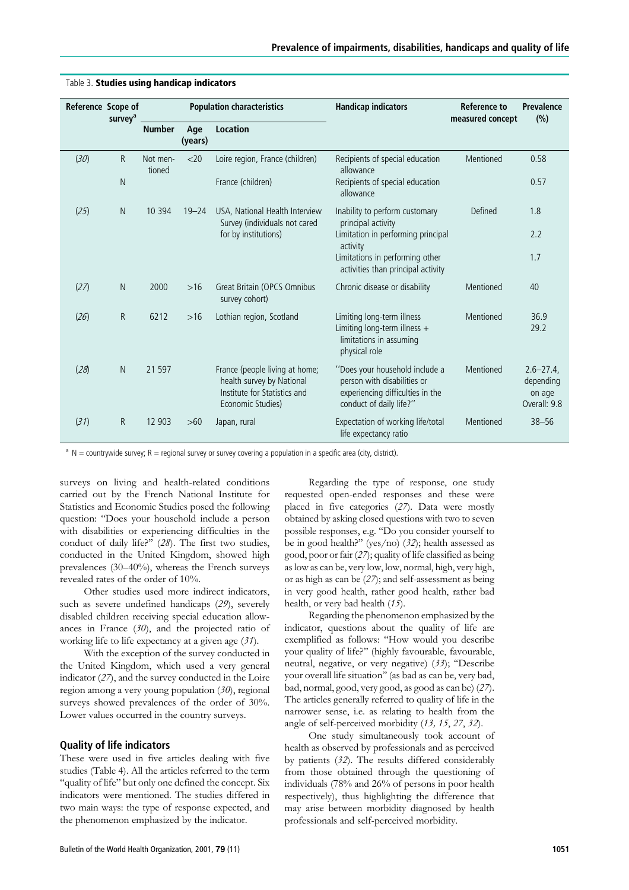Table 3. **Studies using handicap indicators**

| Reference | Scope of survey[a] | Population characteristics | | | Handicap indicators | Reference to measured concept | Prevalence (%) |
|---|---|---|---|---|---|---|---|
| | | Number | Age (years) | Location | | | |
| (*30*) | R | Not mentioned | <20 | Loire region, France (children) | Recipients of special education allowance | Mentioned | 0.58 |
| | N | | | France (children) | Recipients of special education allowance | | 0.57 |
| (*25*) | N | 10 394 | 19–24 | USA, National Health Interview Survey (individuals not cared for by institutions) | Inability to perform customary principal activity | Defined | 1.8 |
| | | | | | Limitation in performing principal activity | | 2.2 |
| | | | | | Limitations in performing other activities than principal activity | | 1.7 |
| (*27*) | N | 2000 | >16 | Great Britain (OPCS Omnibus survey cohort) | Chronic disease or disability | Mentioned | 40 |
| (*26*) | R | 6212 | >16 | Lothian region, Scotland | Limiting long-term illness | Mentioned | 36.9 |
| | | | | | Limiting long-term illness + limitations in assuming physical role | | 29.2 |
| (*28*) | N | 21 597 | | France (people living at home; health survey by National Institute for Statistics and Economic Studies) | "Does your household include a person with disabilities or experiencing difficulties in the conduct of daily life?" | Mentioned | 2.6–27.4, depending on age Overall: 9.8 |
| (*31*) | R | 12 903 | >60 | Japan, rural | Expectation of working life/total life expectancy ratio | Mentioned | 38–56 |

[a] N = countrywide survey; R = regional survey or survey covering a population in a specific area (city, district).

surveys on living and health-related conditions carried out by the French National Institute for Statistics and Economic Studies posed the following question: "Does your household include a person with disabilities or experiencing difficulties in the conduct of daily life?" (*28*). The first two studies, conducted in the United Kingdom, showed high prevalences (30–40%), whereas the French surveys revealed rates of the order of 10%.

Other studies used more indirect indicators, such as severe undefined handicaps (*29*), severely disabled children receiving special education allowances in France (*30*), and the projected ratio of working life to life expectancy at a given age (*31*).

With the exception of the survey conducted in the United Kingdom, which used a very general indicator (*27*), and the survey conducted in the Loire region among a very young population (*30*), regional surveys showed prevalences of the order of 30%. Lower values occurred in the country surveys.

## Quality of life indicators

These were used in five articles dealing with five studies (Table 4). All the articles referred to the term "quality of life" but only one defined the concept. Six indicators were mentioned. The studies differed in two main ways: the type of response expected, and the phenomenon emphasized by the indicator.

Regarding the type of response, one study requested open-ended responses and these were placed in five categories (*27*). Data were mostly obtained by asking closed questions with two to seven possible responses, e.g. "Do you consider yourself to be in good health?" (yes/no) (*32*); health assessed as good, poor or fair (*27*); quality of life classified as being as low as can be, very low, low, normal, high, very high, or as high as can be (*27*); and self-assessment as being in very good health, rather good health, rather bad health, or very bad health (*15*).

Regarding the phenomenon emphasized by the indicator, questions about the quality of life are exemplified as follows: "How would you describe your quality of life?" (highly favourable, favourable, neutral, negative, or very negative) (*33*); "Describe your overall life situation" (as bad as can be, very bad, bad, normal, good, very good, as good as can be) (*27*). The articles generally referred to quality of life in the narrower sense, i.e. as relating to health from the angle of self-perceived morbidity (*13, 15*, *27*, *32*).

One study simultaneously took account of health as observed by professionals and as perceived by patients (*32*). The results differed considerably from those obtained through the questioning of individuals (78% and 26% of persons in poor health respectively), thus highlighting the difference that may arise between morbidity diagnosed by health professionals and self-perceived morbidity.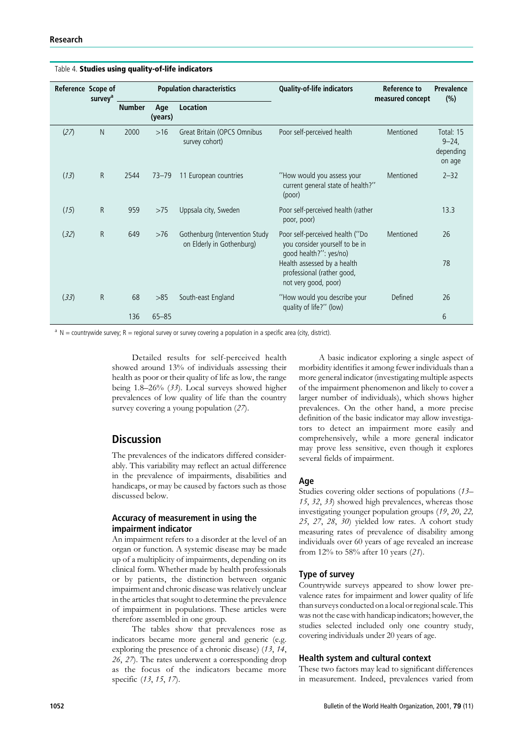Table 4. **Studies using quality-of-life indicators**

| Reference | Scope of survey[a] | Population characteristics | | | Quality-of-life indicators | Reference to measured concept | Prevalence (%) |
|---|---|---|---|---|---|---|---|
| | | Number | Age (years) | Location | | | |
| (*27*) | N | 2000 | >16 | Great Britain (OPCS Omnibus survey cohort) | Poor self-perceived health | Mentioned | Total: 15 9–24, depending on age |
| (*13*) | R | 2544 | 73–79 | 11 European countries | "How would you assess your current general state of health?" (poor) | Mentioned | 2–32 |
| (*15*) | R | 959 | >75 | Uppsala city, Sweden | Poor self-perceived health (rather poor, poor) | | 13.3 |
| (*32*) | R | 649 | >76 | Gothenburg (Intervention Study on Elderly in Gothenburg) | Poor self-perceived health ("Do you consider yourself to be in good health?": yes/no) | Mentioned | 26 |
| | | | | | Health assessed by a health professional (rather good, not very good, poor) | | 78 |
| (*33*) | R | 68 | >85 | South-east England | "How would you describe your quality of life?" (low) | Defined | 26 |
| | | 136 | 65–85 | | | | 6 |

[a] N = countrywide survey; R = regional survey or survey covering a population in a specific area (city, district).

Detailed results for self-perceived health showed around 13% of individuals assessing their health as poor or their quality of life as low, the range being 1.8–26% (*33*). Local surveys showed higher prevalences of low quality of life than the country survey covering a young population (*27*).

## Discussion

The prevalences of the indicators differed considerably. This variability may reflect an actual difference in the prevalence of impairments, disabilities and handicaps, or may be caused by factors such as those discussed below.

### Accuracy of measurement in using the impairment indicator

An impairment refers to a disorder at the level of an organ or function. A systemic disease may be made up of a multiplicity of impairments, depending on its clinical form. Whether made by health professionals or by patients, the distinction between organic impairment and chronic disease was relatively unclear in the articles that sought to determine the prevalence of impairment in populations. These articles were therefore assembled in one group.

The tables show that prevalences rose as indicators became more general and generic (e.g. exploring the presence of a chronic disease) (*13*, *14*, *26*, *27*). The rates underwent a corresponding drop as the focus of the indicators became more specific (*13*, *15*, *17*).

A basic indicator exploring a single aspect of morbidity identifies it among fewer individuals than a more general indicator (investigating multiple aspects of the impairment phenomenon and likely to cover a larger number of individuals), which shows higher prevalences. On the other hand, a more precise definition of the basic indicator may allow investigators to detect an impairment more easily and comprehensively, while a more general indicator may prove less sensitive, even though it explores several fields of impairment.

### Age

Studies covering older sections of populations (*13*–*15*, *32*, *33*) showed high prevalences, whereas those investigating younger population groups (*19*, *20*, *22*, *25*, *27*, *28*, *30*) yielded low rates. A cohort study measuring rates of prevalence of disability among individuals over 60 years of age revealed an increase from 12% to 58% after 10 years (*21*).

### Type of survey

Countrywide surveys appeared to show lower prevalence rates for impairment and lower quality of life than surveys conducted on a local or regional scale. This was not the case with handicap indicators; however, the studies selected included only one country study, covering individuals under 20 years of age.

### Health system and cultural context

These two factors may lead to significant differences in measurement. Indeed, prevalences varied from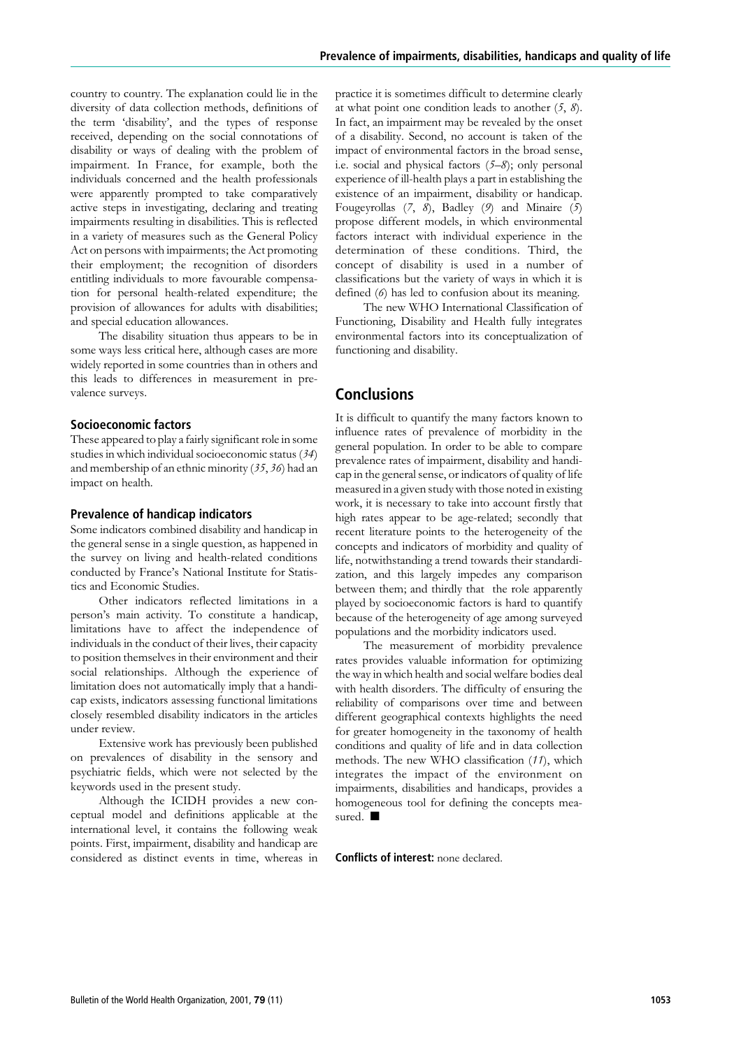country to country. The explanation could lie in the diversity of data collection methods, definitions of the term 'disability', and the types of response received, depending on the social connotations of disability or ways of dealing with the problem of impairment. In France, for example, both the individuals concerned and the health professionals were apparently prompted to take comparatively active steps in investigating, declaring and treating impairments resulting in disabilities. This is reflected in a variety of measures such as the General Policy Act on persons with impairments; the Act promoting their employment; the recognition of disorders entitling individuals to more favourable compensation for personal health-related expenditure; the provision of allowances for adults with disabilities; and special education allowances.

The disability situation thus appears to be in some ways less critical here, although cases are more widely reported in some countries than in others and this leads to differences in measurement in prevalence surveys.

### Socioeconomic factors

These appeared to play a fairly significant role in some studies in which individual socioeconomic status (*34*) and membership of an ethnic minority (*35*, *36*) had an impact on health.

### Prevalence of handicap indicators

Some indicators combined disability and handicap in the general sense in a single question, as happened in the survey on living and health-related conditions conducted by France's National Institute for Statistics and Economic Studies.

Other indicators reflected limitations in a person's main activity. To constitute a handicap, limitations have to affect the independence of individuals in the conduct of their lives, their capacity to position themselves in their environment and their social relationships. Although the experience of limitation does not automatically imply that a handicap exists, indicators assessing functional limitations closely resembled disability indicators in the articles under review.

Extensive work has previously been published on prevalences of disability in the sensory and psychiatric fields, which were not selected by the keywords used in the present study.

Although the ICIDH provides a new conceptual model and definitions applicable at the international level, it contains the following weak points. First, impairment, disability and handicap are considered as distinct events in time, whereas in practice it is sometimes difficult to determine clearly at what point one condition leads to another (*5*, *8*). In fact, an impairment may be revealed by the onset of a disability. Second, no account is taken of the impact of environmental factors in the broad sense, i.e. social and physical factors (*5–8*); only personal experience of ill-health plays a part in establishing the existence of an impairment, disability or handicap. Fougeyrollas (*7*, *8*), Badley (*9*) and Minaire (*5*) propose different models, in which environmental factors interact with individual experience in the determination of these conditions. Third, the concept of disability is used in a number of classifications but the variety of ways in which it is defined (*6*) has led to confusion about its meaning.

The new WHO International Classification of Functioning, Disability and Health fully integrates environmental factors into its conceptualization of functioning and disability.

## Conclusions

It is difficult to quantify the many factors known to influence rates of prevalence of morbidity in the general population. In order to be able to compare prevalence rates of impairment, disability and handicap in the general sense, or indicators of quality of life measured in a given study with those noted in existing work, it is necessary to take into account firstly that high rates appear to be age-related; secondly that recent literature points to the heterogeneity of the concepts and indicators of morbidity and quality of life, notwithstanding a trend towards their standardization, and this largely impedes any comparison between them; and thirdly that the role apparently played by socioeconomic factors is hard to quantify because of the heterogeneity of age among surveyed populations and the morbidity indicators used.

The measurement of morbidity prevalence rates provides valuable information for optimizing the way in which health and social welfare bodies deal with health disorders. The difficulty of ensuring the reliability of comparisons over time and between different geographical contexts highlights the need for greater homogeneity in the taxonomy of health conditions and quality of life and in data collection methods. The new WHO classification (*11*), which integrates the impact of the environment on impairments, disabilities and handicaps, provides a homogeneous tool for defining the concepts measured. ■

**Conflicts of interest:** none declared.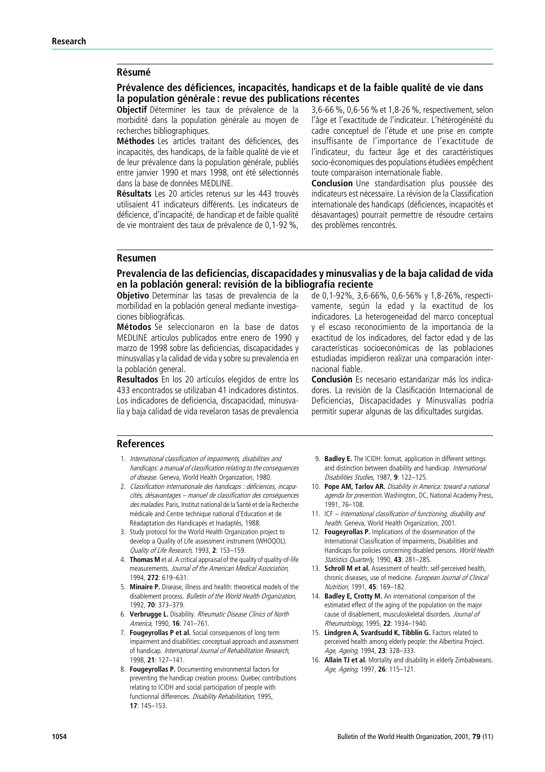## Résumé

### Prévalence des déficiences, incapacités, handicaps et de la faible qualité de vie dans la population générale : revue des publications récentes

**Objectif** Déterminer les taux de prévalence de la morbidité dans la population générale au moyen de recherches bibliographiques.

**Méthodes** Les articles traitant des déficiences, des incapacités, des handicaps, de la faible qualité de vie et de leur prévalence dans la population générale, publiés entre janvier 1990 et mars 1998, ont été sélectionnés dans la base de données MEDLINE.

**Résultats** Les 20 articles retenus sur les 443 trouvés utilisaient 41 indicateurs différents. Les indicateurs de déficience, d'incapacité, de handicap et de faible qualité de vie montraient des taux de prévalence de 0,1-92 %, 3,6-66 %, 0,6-56 % et 1,8-26 %, respectivement, selon l'âge et l'exactitude de l'indicateur. L'hétérogénéité du cadre conceptuel de l'étude et une prise en compte insuffisante de l'importance de l'exactitude de l'indicateur, du facteur âge et des caractéristiques socio-économiques des populations étudiées empêchent toute comparaison internationale fiable.

**Conclusion** Une standardisation plus poussée des indicateurs est nécessaire. La révision de la Classification internationale des handicaps (déficiences, incapacités et désavantages) pourrait permettre de résoudre certains des problèmes rencontrés.

## Resumen

### Prevalencia de las deficiencias, discapacidades y minusvalías y de la baja calidad de vida en la población general: revisión de la bibliografía reciente

**Objetivo** Determinar las tasas de prevalencia de la morbilidad en la población general mediante investigaciones bibliográficas.

**Métodos** Se seleccionaron en la base de datos MEDLINE artículos publicados entre enero de 1990 y marzo de 1998 sobre las deficiencias, discapacidades y minusvalías y la calidad de vida y sobre su prevalencia en la población general.

**Resultados** En los 20 artículos elegidos de entre los 433 encontrados se utilizaban 41 indicadores distintos. Los indicadores de deficiencia, discapacidad, minusvalía y baja calidad de vida revelaron tasas de prevalencia de 0,1-92%, 3,6-66%, 0,6-56% y 1,8-26%, respectivamente, según la edad y la exactitud de los indicadores. La heterogeneidad del marco conceptual y el escaso reconocimiento de la importancia de la exactitud de los indicadores, del factor edad y de las características socioeconómicas de las poblaciones estudiadas impidieron realizar una comparación internacional fiable.

**Conclusión** Es necesario estandarizar más los indicadores. La revisión de la Clasificación Internacional de Deficiencias, Discapacidades y Minusvalías podría permitir superar algunas de las dificultades surgidas.

## References

1. *International classification of impairments, disabilities and handicaps: a manual of classification relating to the consequences of disease*. Geneva, World Health Organization, 1980.
2. *Classification internationale des handicaps : déficiences, incapacités, désavantages – manuel de classification des conséquences des maladies*. Paris, Institut national de la Santé et de la Recherche médicale and Centre technique national d'Education et de Réadaptation des Handicapés et Inadaptés, 1988.
3. Study protocol for the World Health Organization project to develop a Quality of Life assessment instrument (WHOQOL). *Quality of Life Research*, 1993, **2**: 153–159.
4. **Thomas M** et al. A critical appraisal of the quality of quality-of-life measurements. *Journal of the American Medical Association*, 1994, **272**: 619–631.
5. **Minaire P.** Disease, illness and health: theoretical models of the disablement process. *Bulletin of the World Health Organization*, 1992, **70**: 373–379.
6. **Verbrugge L.** Disability. *Rheumatic Disease Clinics of North America*, 1990, **16**: 741–761.
7. **Fougeyrollas P et al.** Social consequences of long term impairment and disabilities: conceptual approach and assessment of handicap. *International Journal of Rehabilitation Research*, 1998, **21**: 127–141.
8. **Fougeyrollas P.** Documenting environmental factors for preventing the handicap creation process: Quebec contributions relating to ICIDH and social participation of people with functionnal differences. *Disability Rehabilitation*, 1995, **17**: 145–153.
9. **Badley E.** The ICIDH: format, application in different settings and distinction between disability and handicap. *International Disabilities Studies*, 1987, **9**: 122–125.
10. **Pope AM, Tarlov AR.** *Disability in America: toward a national agenda for prevention*. Washington, DC, National Academy Press, 1991, 76–108.
11. ICF – *International classification of functioning, disability and health*. Geneva, World Health Organization, 2001.
12. **Fougeyrollas P.** Implications of the dissemination of the International Classification of Impairments, Disabilities and Handicaps for policies concerning disabled persons. *World Health Statistics Quarterly*, 1990, **43**: 281–285.
13. **Schroll M et al.** Assessment of health: self-perceived health, chronic diseases, use of medicine. *European Journal of Clinical Nutrition*, 1991, **45**: 169–182.
14. **Badley E, Crotty M.** An international comparison of the estimated effect of the aging of the population on the major cause of disablement, musculoskeletal disorders. *Journal of Rheumatology*, 1995, **22**: 1934–1940.
15. **Lindgren A, Svardsudd K, Tibblin G.** Factors related to perceived health among elderly people: the Albertina Project. *Age, Ageing*, 1994, **23**: 328–333.
16. **Allain TJ et al.** Mortality and disability in elderly Zimbabweans. *Age, Ageing*, 1997, **26**: 115–121.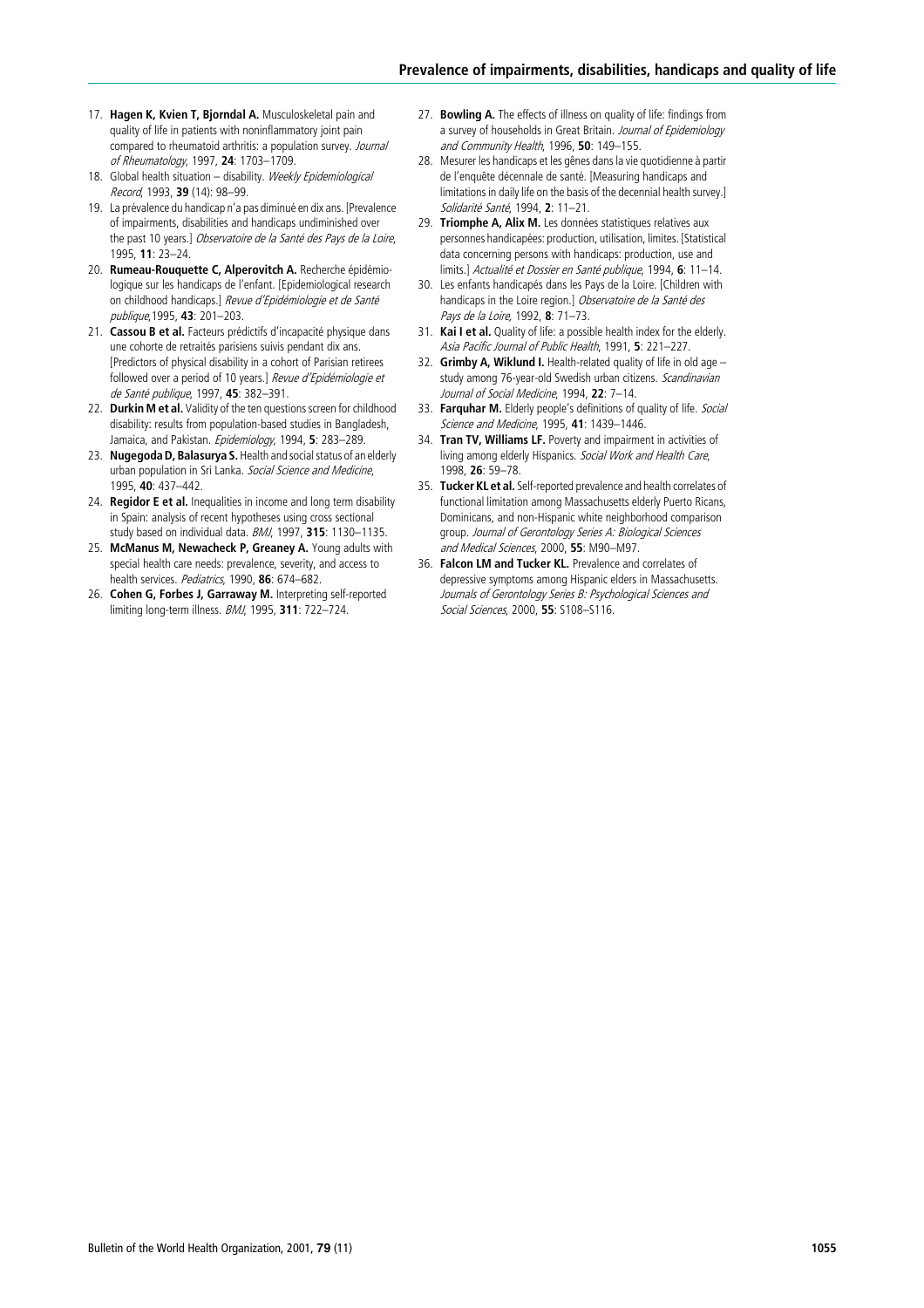17. **Hagen K, Kvien T, Bjorndal A.** Musculoskeletal pain and quality of life in patients with noninflammatory joint pain compared to rheumatoid arthritis: a population survey. *Journal of Rheumatology*, 1997, **24**: 1703–1709.
18. Global health situation – disability. *Weekly Epidemiological Record*, 1993, **39** (14): 98–99.
19. La prévalence du handicap n'a pas diminué en dix ans. [Prevalence of impairments, disabilities and handicaps undiminished over the past 10 years.] *Observatoire de la Santé des Pays de la Loire*, 1995, **11**: 23–24.
20. **Rumeau-Rouquette C, Alperovitch A.** Recherche épidémiologique sur les handicaps de l'enfant. [Epidemiological research on childhood handicaps.] *Revue d'Epidémiologie et de Santé publique*,1995, **43**: 201–203.
21. **Cassou B et al.** Facteurs prédictifs d'incapacité physique dans une cohorte de retraités parisiens suivis pendant dix ans. [Predictors of physical disability in a cohort of Parisian retirees followed over a period of 10 years.] *Revue d'Epidémiologie et de Santé publique*, 1997, **45**: 382–391.
22. **Durkin M et al.** Validity of the ten questions screen for childhood disability: results from population-based studies in Bangladesh, Jamaica, and Pakistan. *Epidemiology*, 1994, **5**: 283–289.
23. **Nugegoda D, Balasurya S.** Health and social status of an elderly urban population in Sri Lanka. *Social Science and Medicine*, 1995, **40**: 437–442.
24. **Regidor E et al.** Inequalities in income and long term disability in Spain: analysis of recent hypotheses using cross sectional study based on individual data. *BMJ*, 1997, **315**: 1130–1135.
25. **McManus M, Newacheck P, Greaney A.** Young adults with special health care needs: prevalence, severity, and access to health services. *Pediatrics*, 1990, **86**: 674–682.
26. **Cohen G, Forbes J, Garraway M.** Interpreting self-reported limiting long-term illness. *BMJ*, 1995, **311**: 722–724.
27. **Bowling A.** The effects of illness on quality of life: findings from a survey of households in Great Britain. *Journal of Epidemiology and Community Health*, 1996, **50**: 149–155.
28. Mesurer les handicaps et les gênes dans la vie quotidienne à partir de l'enquête décennale de santé. [Measuring handicaps and limitations in daily life on the basis of the decennial health survey.] *Solidarité Santé*, 1994, **2**: 11–21.
29. **Triomphe A, Alix M.** Les données statistiques relatives aux personnes handicapées: production, utilisation, limites. [Statistical data concerning persons with handicaps: production, use and limits.] *Actualité et Dossier en Santé publique*, 1994, **6**: 11–14.
30. Les enfants handicapés dans les Pays de la Loire. [Children with handicaps in the Loire region.] *Observatoire de la Santé des Pays de la Loire*, 1992, **8**: 71–73.
31. **Kai I et al.** Quality of life: a possible health index for the elderly. *Asia Pacific Journal of Public Health*, 1991, **5**: 221–227.
32. **Grimby A, Wiklund I.** Health-related quality of life in old age – study among 76-year-old Swedish urban citizens. *Scandinavian Journal of Social Medicine*, 1994, **22**: 7–14.
33. **Farquhar M.** Elderly people's definitions of quality of life. *Social Science and Medicine*, 1995, **41**: 1439–1446.
34. **Tran TV, Williams LF.** Poverty and impairment in activities of living among elderly Hispanics. *Social Work and Health Care*, 1998, **26**: 59–78.
35. **Tucker KL et al.** Self-reported prevalence and health correlates of functional limitation among Massachusetts elderly Puerto Ricans, Dominicans, and non-Hispanic white neighborhood comparison group. *Journal of Gerontology Series A: Biological Sciences and Medical Sciences*, 2000, **55**: M90–M97.
36. **Falcon LM and Tucker KL.** Prevalence and correlates of depressive symptoms among Hispanic elders in Massachusetts. *Journals of Gerontology Series B: Psychological Sciences and Social Sciences*, 2000, **55**: S108–S116.